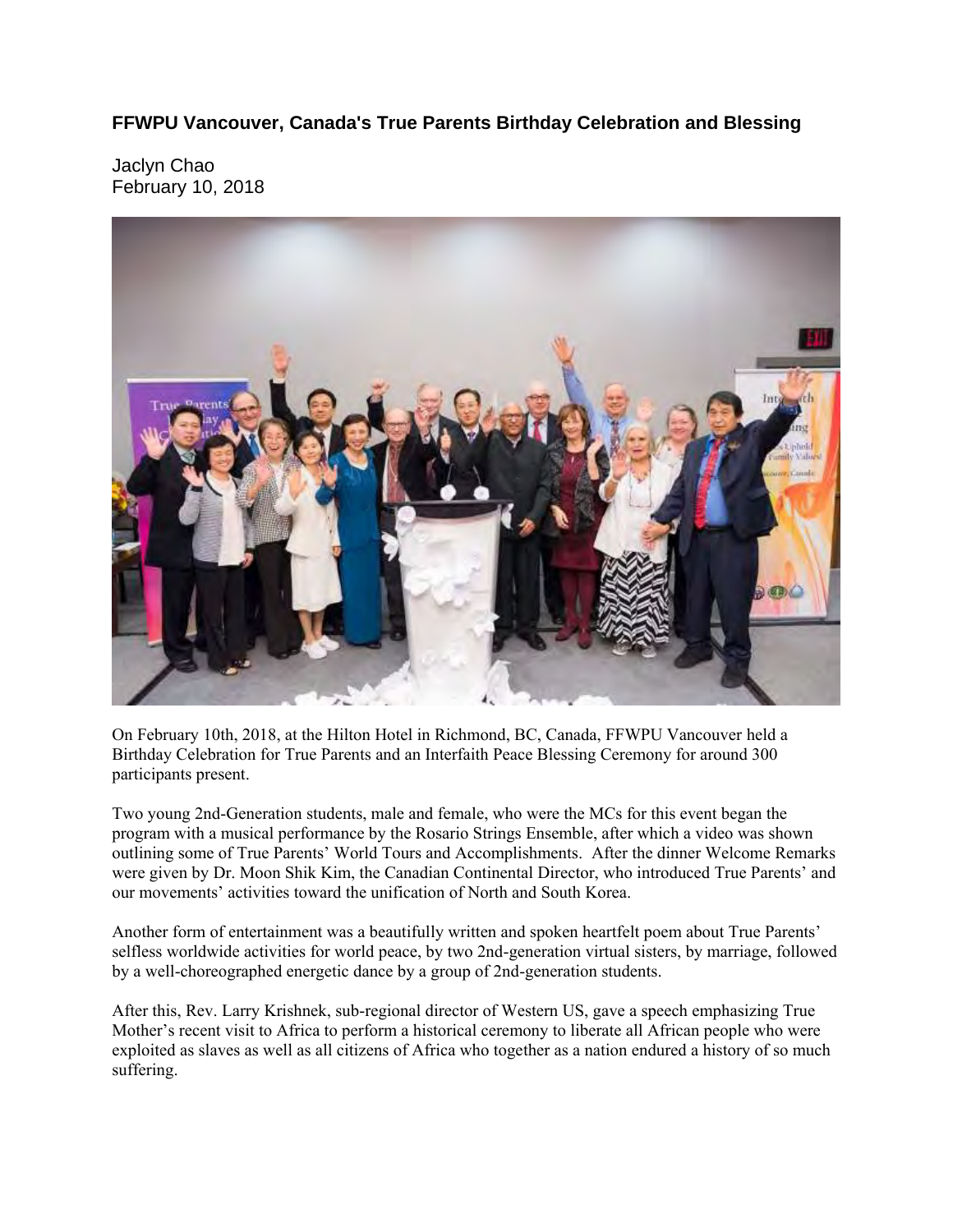**FFWPU Vancouver, Canada's True Parents Birthday Celebration and Blessing**

Jaclyn Chao
February 10, 2018

On February 10th, 2018, at the Hilton Hotel in Richmond, BC, Canada, FFWPU Vancouver held a Birthday Celebration for True Parents and an Interfaith Peace Blessing Ceremony for around 300 participants present.

Two young 2nd-Generation students, male and female, who were the MCs for this event began the program with a musical performance by the Rosario Strings Ensemble, after which a video was shown outlining some of True Parents' World Tours and Accomplishments. After the dinner Welcome Remarks were given by Dr. Moon Shik Kim, the Canadian Continental Director, who introduced True Parents' and our movements' activities toward the unification of North and South Korea.

Another form of entertainment was a beautifully written and spoken heartfelt poem about True Parents' selfless worldwide activities for world peace, by two 2nd-generation virtual sisters, by marriage, followed by a well-choreographed energetic dance by a group of 2nd-generation students.

After this, Rev. Larry Krishnek, sub-regional director of Western US, gave a speech emphasizing True Mother's recent visit to Africa to perform a historical ceremony to liberate all African people who were exploited as slaves as well as all citizens of Africa who together as a nation endured a history of so much suffering.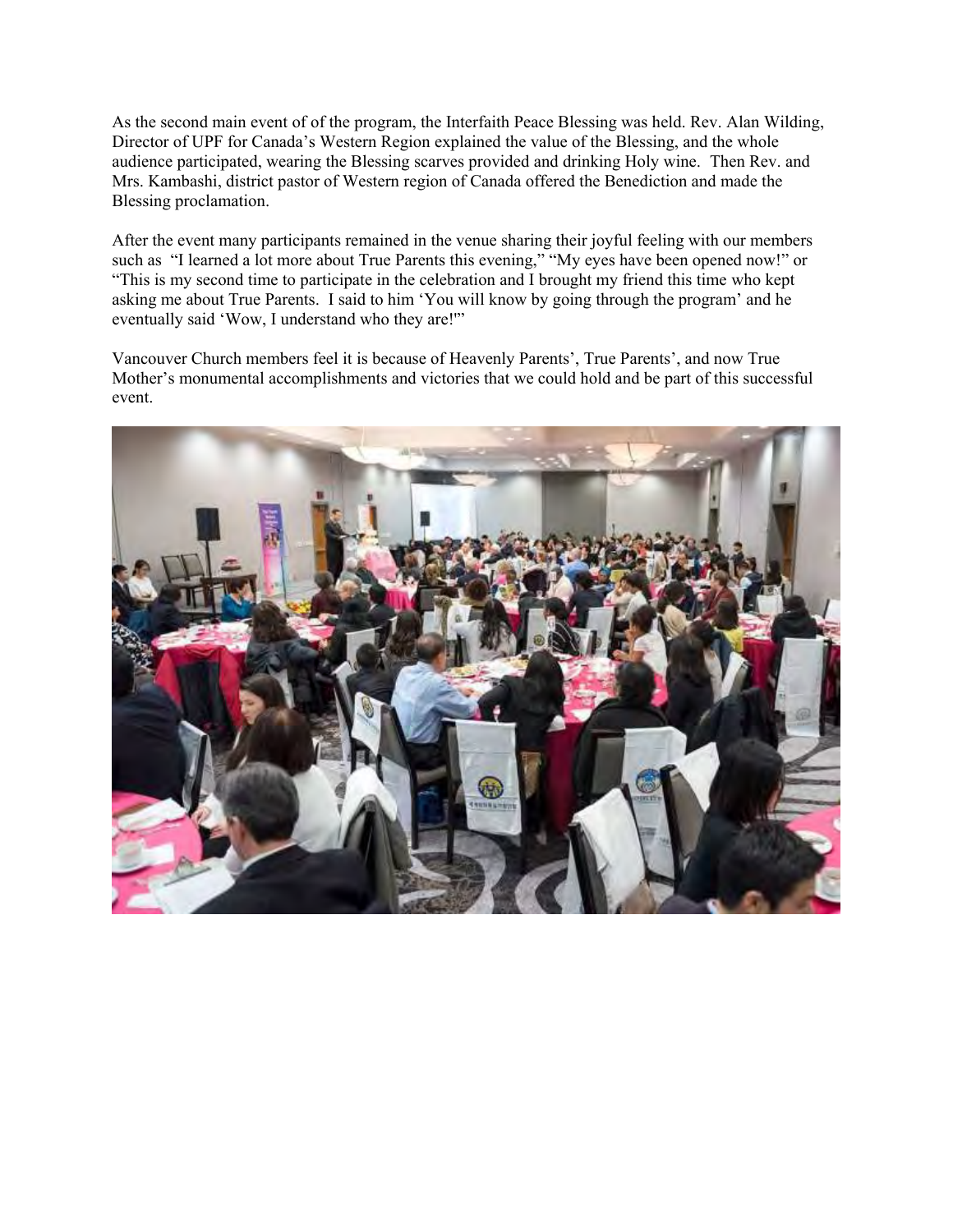As the second main event of of the program, the Interfaith Peace Blessing was held. Rev. Alan Wilding, Director of UPF for Canada's Western Region explained the value of the Blessing, and the whole audience participated, wearing the Blessing scarves provided and drinking Holy wine. Then Rev. and Mrs. Kambashi, district pastor of Western region of Canada offered the Benediction and made the Blessing proclamation.

After the event many participants remained in the venue sharing their joyful feeling with our members such as "I learned a lot more about True Parents this evening," "My eyes have been opened now!" or "This is my second time to participate in the celebration and I brought my friend this time who kept asking me about True Parents. I said to him 'You will know by going through the program' and he eventually said 'Wow, I understand who they are!'"

Vancouver Church members feel it is because of Heavenly Parents', True Parents', and now True Mother's monumental accomplishments and victories that we could hold and be part of this successful event.